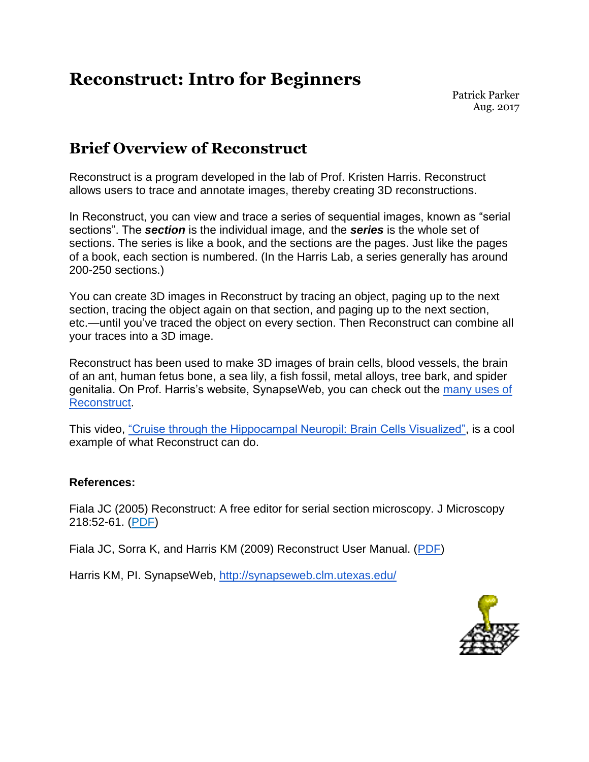# Reconstruct: Intro for Beginners

Patrick Parker
Aug. 2017

## Brief Overview of Reconstruct

Reconstruct is a program developed in the lab of Prof. Kristen Harris. Reconstruct allows users to trace and annotate images, thereby creating 3D reconstructions.

In Reconstruct, you can view and trace a series of sequential images, known as "serial sections". The ***section*** is the individual image, and the ***series*** is the whole set of sections. The series is like a book, and the sections are the pages. Just like the pages of a book, each section is numbered. (In the Harris Lab, a series generally has around 200-250 sections.)

You can create 3D images in Reconstruct by tracing an object, paging up to the next section, tracing the object again on that section, and paging up to the next section, etc.—until you've traced the object on every section. Then Reconstruct can combine all your traces into a 3D image.

Reconstruct has been used to make 3D images of brain cells, blood vessels, the brain of an ant, human fetus bone, a sea lily, a fish fossil, metal alloys, tree bark, and spider genitalia. On Prof. Harris's website, SynapseWeb, you can check out the many uses of Reconstruct.

This video, "Cruise through the Hippocampal Neuropil: Brain Cells Visualized", is a cool example of what Reconstruct can do.

**References:**

Fiala JC (2005) Reconstruct: A free editor for serial section microscopy. J Microscopy 218:52-61. (PDF)

Fiala JC, Sorra K, and Harris KM (2009) Reconstruct User Manual. (PDF)

Harris KM, PI. SynapseWeb, http://synapseweb.clm.utexas.edu/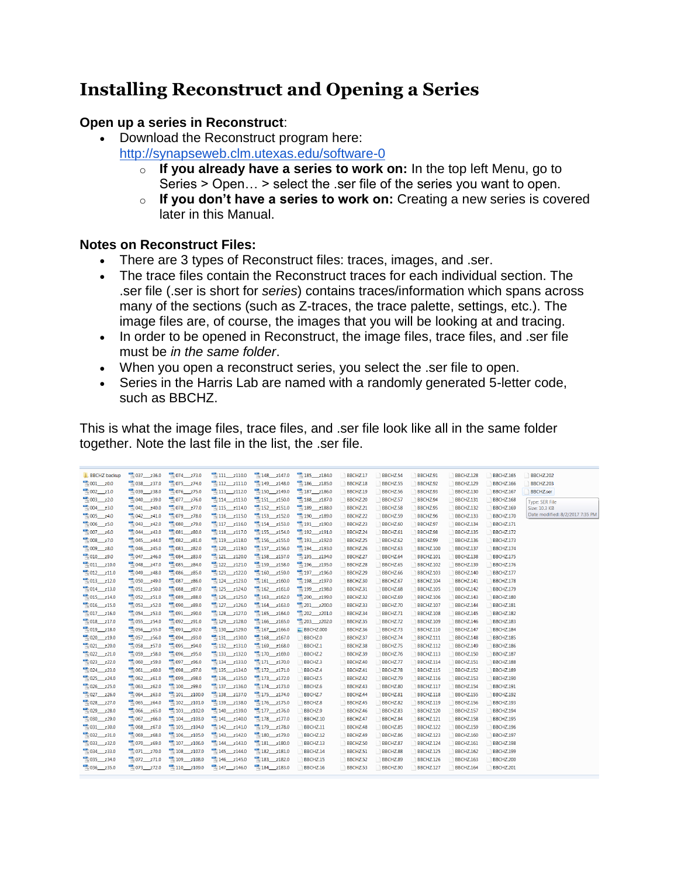# Installing Reconstruct and Opening a Series

**Open up a series in Reconstruct**:

- Download the Reconstruct program here: http://synapseweb.clm.utexas.edu/software-0
  - **If you already have a series to work on:** In the top left Menu, go to Series > Open… > select the .ser file of the series you want to open.
  - **If you don't have a series to work on:** Creating a new series is covered later in this Manual.

**Notes on Reconstruct Files:**

- There are 3 types of Reconstruct files: traces, images, and .ser.
- The trace files contain the Reconstruct traces for each individual section. The .ser file (.ser is short for *series*) contains traces/information which spans across many of the sections (such as Z-traces, the trace palette, settings, etc.). The image files are, of course, the images that you will be looking at and tracing.
- In order to be opened in Reconstruct, the image files, trace files, and .ser file must be *in the same folder*.
- When you open a reconstruct series, you select the .ser file to open.
- Series in the Harris Lab are named with a randomly generated 5-letter code, such as BBCHZ.

This is what the image files, trace files, and .ser file look like all in the same folder together. Note the last file in the list, the .ser file.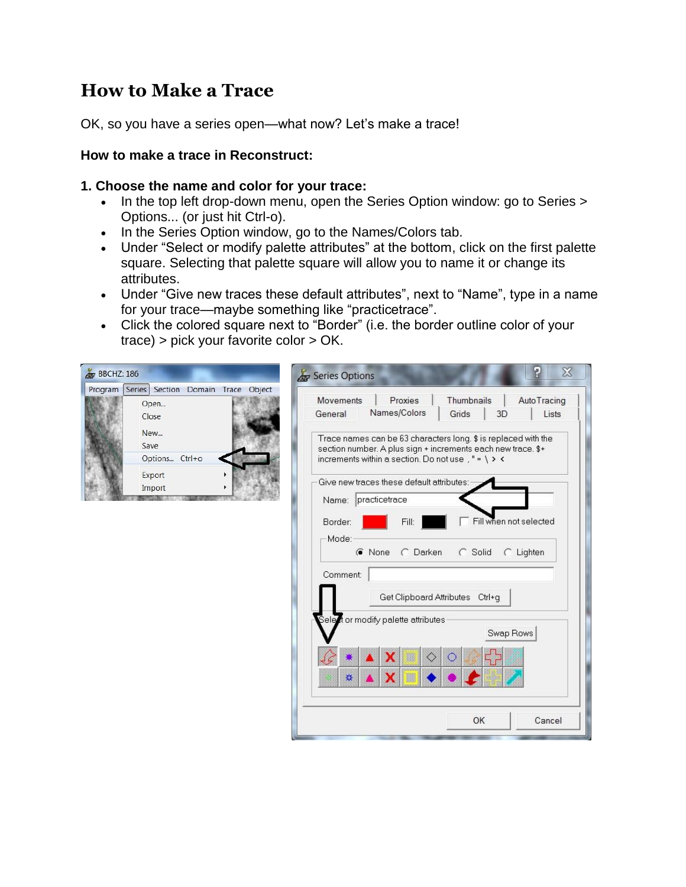# How to Make a Trace

OK, so you have a series open—what now? Let's make a trace!

**How to make a trace in Reconstruct:**

**1. Choose the name and color for your trace:**

- In the top left drop-down menu, open the Series Option window: go to Series > Options... (or just hit Ctrl-o).
- In the Series Option window, go to the Names/Colors tab.
- Under "Select or modify palette attributes" at the bottom, click on the first palette square. Selecting that palette square will allow you to name it or change its attributes.
- Under "Give new traces these default attributes", next to "Name", type in a name for your trace—maybe something like "practicetrace".
- Click the colored square next to "Border" (i.e. the border outline color of your trace) > pick your favorite color > OK.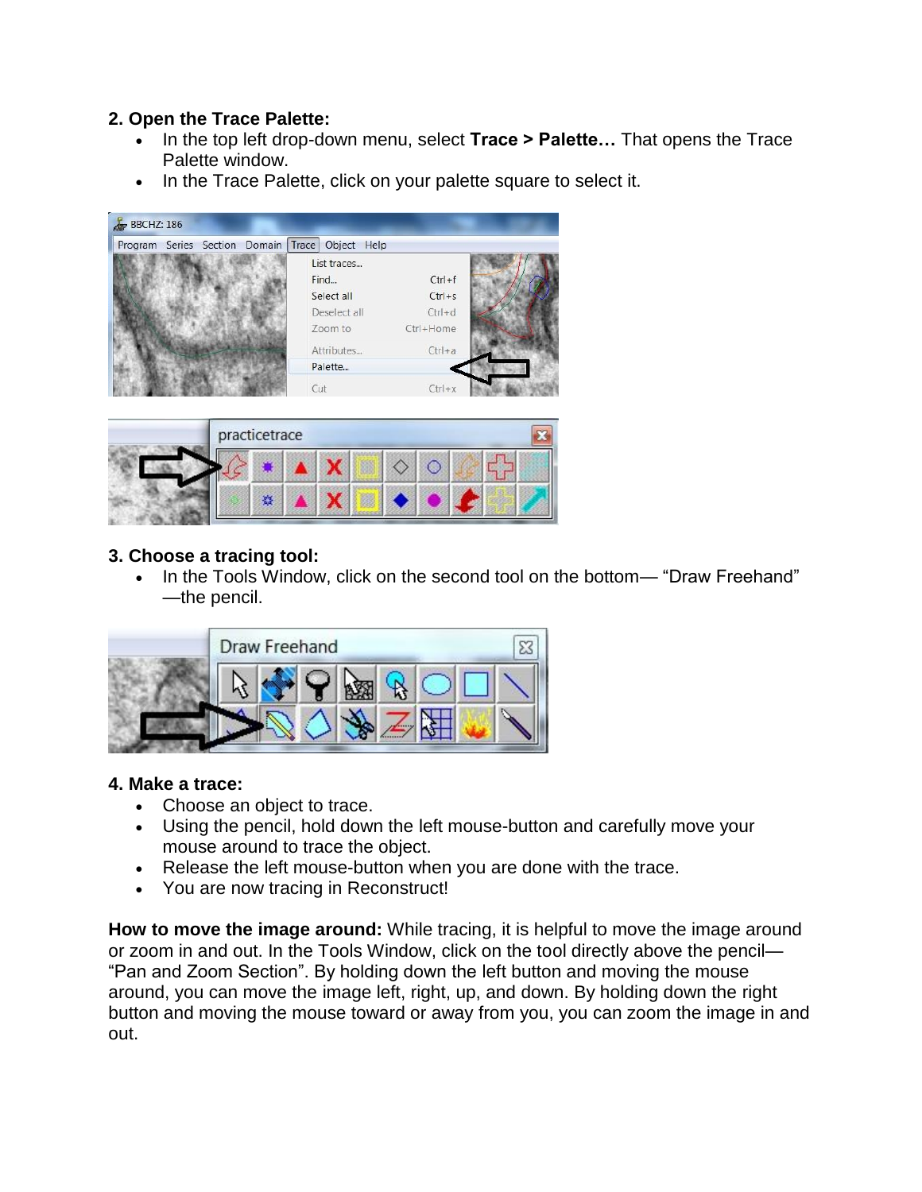**2. Open the Trace Palette:**

- In the top left drop-down menu, select **Trace > Palette…** That opens the Trace Palette window.
- In the Trace Palette, click on your palette square to select it.

**3. Choose a tracing tool:**

- In the Tools Window, click on the second tool on the bottom— "Draw Freehand" —the pencil.

**4. Make a trace:**

- Choose an object to trace.
- Using the pencil, hold down the left mouse-button and carefully move your mouse around to trace the object.
- Release the left mouse-button when you are done with the trace.
- You are now tracing in Reconstruct!

**How to move the image around:** While tracing, it is helpful to move the image around or zoom in and out. In the Tools Window, click on the tool directly above the pencil— "Pan and Zoom Section". By holding down the left button and moving the mouse around, you can move the image left, right, up, and down. By holding down the right button and moving the mouse toward or away from you, you can zoom the image in and out.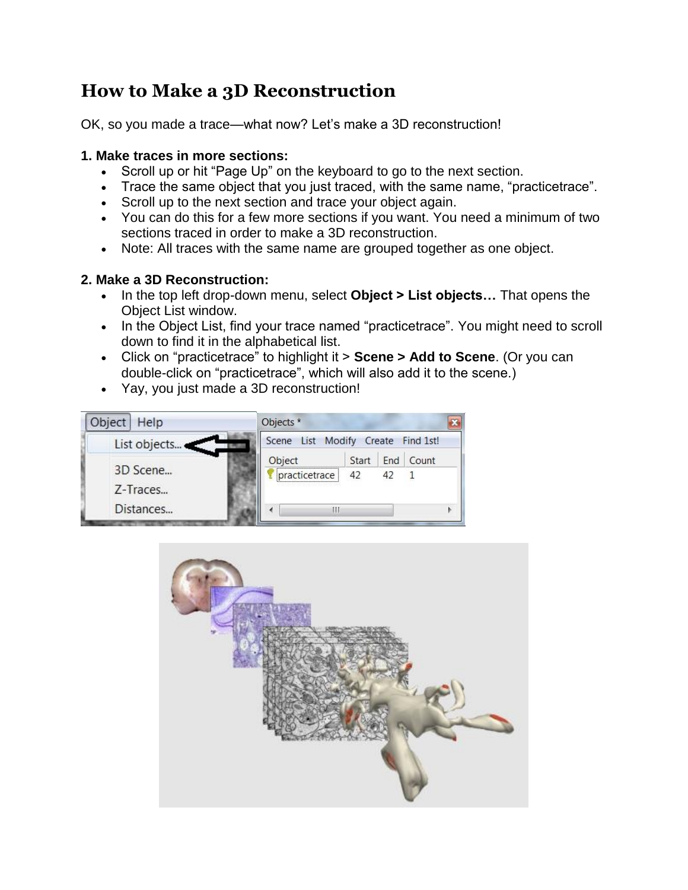# How to Make a 3D Reconstruction

OK, so you made a trace—what now? Let's make a 3D reconstruction!

**1. Make traces in more sections:**

- Scroll up or hit "Page Up" on the keyboard to go to the next section.
- Trace the same object that you just traced, with the same name, "practicetrace".
- Scroll up to the next section and trace your object again.
- You can do this for a few more sections if you want. You need a minimum of two sections traced in order to make a 3D reconstruction.
- Note: All traces with the same name are grouped together as one object.

**2. Make a 3D Reconstruction:**

- In the top left drop-down menu, select **Object > List objects…** That opens the Object List window.
- In the Object List, find your trace named "practicetrace". You might need to scroll down to find it in the alphabetical list.
- Click on "practicetrace" to highlight it > **Scene > Add to Scene**. (Or you can double-click on "practicetrace", which will also add it to the scene.)
- Yay, you just made a 3D reconstruction!